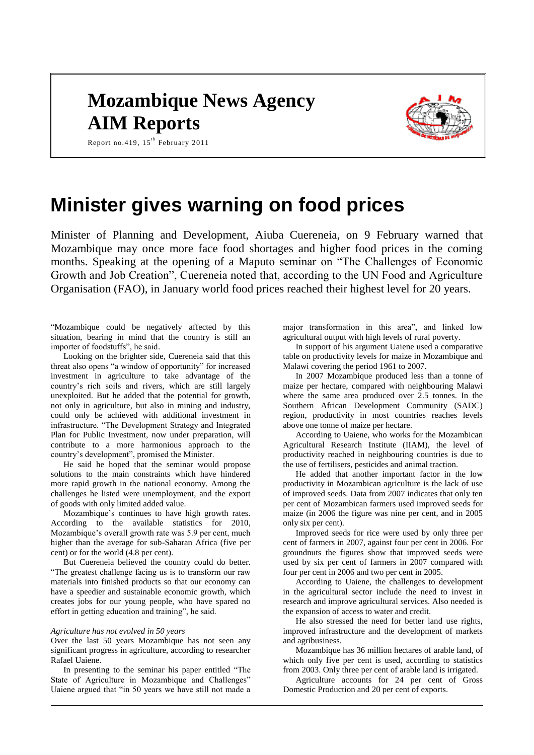# Mozambique News Agency
# AIM Reports

Report no.419, 15th February 2011

# Minister gives warning on food prices

Minister of Planning and Development, Aiuba Cuereneia, on 9 February warned that Mozambique may once more face food shortages and higher food prices in the coming months. Speaking at the opening of a Maputo seminar on "The Challenges of Economic Growth and Job Creation", Cuereneia noted that, according to the UN Food and Agriculture Organisation (FAO), in January world food prices reached their highest level for 20 years.

"Mozambique could be negatively affected by this situation, bearing in mind that the country is still an importer of foodstuffs", he said.

Looking on the brighter side, Cuereneia said that this threat also opens "a window of opportunity" for increased investment in agriculture to take advantage of the country's rich soils and rivers, which are still largely unexploited. But he added that the potential for growth, not only in agriculture, but also in mining and industry, could only be achieved with additional investment in infrastructure. "The Development Strategy and Integrated Plan for Public Investment, now under preparation, will contribute to a more harmonious approach to the country's development", promised the Minister.

He said he hoped that the seminar would propose solutions to the main constraints which have hindered more rapid growth in the national economy. Among the challenges he listed were unemployment, and the export of goods with only limited added value.

Mozambique's continues to have high growth rates. According to the available statistics for 2010, Mozambique's overall growth rate was 5.9 per cent, much higher than the average for sub-Saharan Africa (five per cent) or for the world (4.8 per cent).

But Cuereneia believed the country could do better. "The greatest challenge facing us is to transform our raw materials into finished products so that our economy can have a speedier and sustainable economic growth, which creates jobs for our young people, who have spared no effort in getting education and training", he said.

*Agriculture has not evolved in 50 years*

Over the last 50 years Mozambique has not seen any significant progress in agriculture, according to researcher Rafael Uaiene.

In presenting to the seminar his paper entitled "The State of Agriculture in Mozambique and Challenges" Uaiene argued that "in 50 years we have still not made a major transformation in this area", and linked low agricultural output with high levels of rural poverty.

In support of his argument Uaiene used a comparative table on productivity levels for maize in Mozambique and Malawi covering the period 1961 to 2007.

In 2007 Mozambique produced less than a tonne of maize per hectare, compared with neighbouring Malawi where the same area produced over 2.5 tonnes. In the Southern African Development Community (SADC) region, productivity in most countries reaches levels above one tonne of maize per hectare.

According to Uaiene, who works for the Mozambican Agricultural Research Institute (IIAM), the level of productivity reached in neighbouring countries is due to the use of fertilisers, pesticides and animal traction.

He added that another important factor in the low productivity in Mozambican agriculture is the lack of use of improved seeds. Data from 2007 indicates that only ten per cent of Mozambican farmers used improved seeds for maize (in 2006 the figure was nine per cent, and in 2005 only six per cent).

Improved seeds for rice were used by only three per cent of farmers in 2007, against four per cent in 2006. For groundnuts the figures show that improved seeds were used by six per cent of farmers in 2007 compared with four per cent in 2006 and two per cent in 2005.

According to Uaiene, the challenges to development in the agricultural sector include the need to invest in research and improve agricultural services. Also needed is the expansion of access to water and credit.

He also stressed the need for better land use rights, improved infrastructure and the development of markets and agribusiness.

Mozambique has 36 million hectares of arable land, of which only five per cent is used, according to statistics from 2003. Only three per cent of arable land is irrigated.

Agriculture accounts for 24 per cent of Gross Domestic Production and 20 per cent of exports.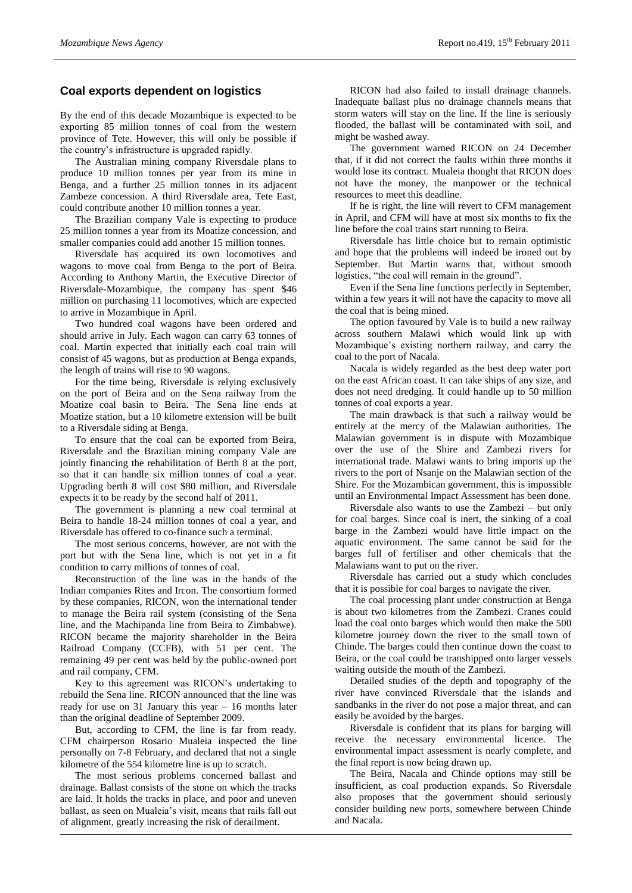## Coal exports dependent on logistics

By the end of this decade Mozambique is expected to be exporting 85 million tonnes of coal from the western province of Tete. However, this will only be possible if the country's infrastructure is upgraded rapidly.

The Australian mining company Riversdale plans to produce 10 million tonnes per year from its mine in Benga, and a further 25 million tonnes in its adjacent Zambeze concession. A third Riversdale area, Tete East, could contribute another 10 million tonnes a year.

The Brazilian company Vale is expecting to produce 25 million tonnes a year from its Moatize concession, and smaller companies could add another 15 million tonnes.

Riversdale has acquired its own locomotives and wagons to move coal from Benga to the port of Beira. According to Anthony Martin, the Executive Director of Riversdale-Mozambique, the company has spent $46 million on purchasing 11 locomotives, which are expected to arrive in Mozambique in April.

Two hundred coal wagons have been ordered and should arrive in July. Each wagon can carry 63 tonnes of coal. Martin expected that initially each coal train will consist of 45 wagons, but as production at Benga expands, the length of trains will rise to 90 wagons.

For the time being, Riversdale is relying exclusively on the port of Beira and on the Sena railway from the Moatize coal basin to Beira. The Sena line ends at Moatize station, but a 10 kilometre extension will be built to a Riversdale siding at Benga.

To ensure that the coal can be exported from Beira, Riversdale and the Brazilian mining company Vale are jointly financing the rehabilitation of Berth 8 at the port, so that it can handle six million tonnes of coal a year. Upgrading berth 8 will cost $80 million, and Riversdale expects it to be ready by the second half of 2011.

The government is planning a new coal terminal at Beira to handle 18-24 million tonnes of coal a year, and Riversdale has offered to co-finance such a terminal.

The most serious concerns, however, are not with the port but with the Sena line, which is not yet in a fit condition to carry millions of tonnes of coal.

Reconstruction of the line was in the hands of the Indian companies Rites and Ircon. The consortium formed by these companies, RICON, won the international tender to manage the Beira rail system (consisting of the Sena line, and the Machipanda line from Beira to Zimbabwe). RICON became the majority shareholder in the Beira Railroad Company (CCFB), with 51 per cent. The remaining 49 per cent was held by the public-owned port and rail company, CFM.

Key to this agreement was RICON's undertaking to rebuild the Sena line. RICON announced that the line was ready for use on 31 January this year – 16 months later than the original deadline of September 2009.

But, according to CFM, the line is far from ready. CFM chairperson Rosario Mualeia inspected the line personally on 7-8 February, and declared that not a single kilometre of the 554 kilometre line is up to scratch.

The most serious problems concerned ballast and drainage. Ballast consists of the stone on which the tracks are laid. It holds the tracks in place, and poor and uneven ballast, as seen on Mualeia's visit, means that rails fall out of alignment, greatly increasing the risk of derailment.

RICON had also failed to install drainage channels. Inadequate ballast plus no drainage channels means that storm waters will stay on the line. If the line is seriously flooded, the ballast will be contaminated with soil, and might be washed away.

The government warned RICON on 24 December that, if it did not correct the faults within three months it would lose its contract. Mualeia thought that RICON does not have the money, the manpower or the technical resources to meet this deadline.

If he is right, the line will revert to CFM management in April, and CFM will have at most six months to fix the line before the coal trains start running to Beira.

Riversdale has little choice but to remain optimistic and hope that the problems will indeed be ironed out by September. But Martin warns that, without smooth logistics, "the coal will remain in the ground".

Even if the Sena line functions perfectly in September, within a few years it will not have the capacity to move all the coal that is being mined.

The option favoured by Vale is to build a new railway across southern Malawi which would link up with Mozambique's existing northern railway, and carry the coal to the port of Nacala.

Nacala is widely regarded as the best deep water port on the east African coast. It can take ships of any size, and does not need dredging. It could handle up to 50 million tonnes of coal exports a year.

The main drawback is that such a railway would be entirely at the mercy of the Malawian authorities. The Malawian government is in dispute with Mozambique over the use of the Shire and Zambezi rivers for international trade. Malawi wants to bring imports up the rivers to the port of Nsanje on the Malawian section of the Shire. For the Mozambican government, this is impossible until an Environmental Impact Assessment has been done.

Riversdale also wants to use the Zambezi – but only for coal barges. Since coal is inert, the sinking of a coal barge in the Zambezi would have little impact on the aquatic environment. The same cannot be said for the barges full of fertiliser and other chemicals that the Malawians want to put on the river.

Riversdale has carried out a study which concludes that it is possible for coal barges to navigate the river.

The coal processing plant under construction at Benga is about two kilometres from the Zambezi. Cranes could load the coal onto barges which would then make the 500 kilometre journey down the river to the small town of Chinde. The barges could then continue down the coast to Beira, or the coal could be transhipped onto larger vessels waiting outside the mouth of the Zambezi.

Detailed studies of the depth and topography of the river have convinced Riversdale that the islands and sandbanks in the river do not pose a major threat, and can easily be avoided by the barges.

Riversdale is confident that its plans for barging will receive the necessary environmental licence. The environmental impact assessment is nearly complete, and the final report is now being drawn up.

The Beira, Nacala and Chinde options may still be insufficient, as coal production expands. So Riversdale also proposes that the government should seriously consider building new ports, somewhere between Chinde and Nacala.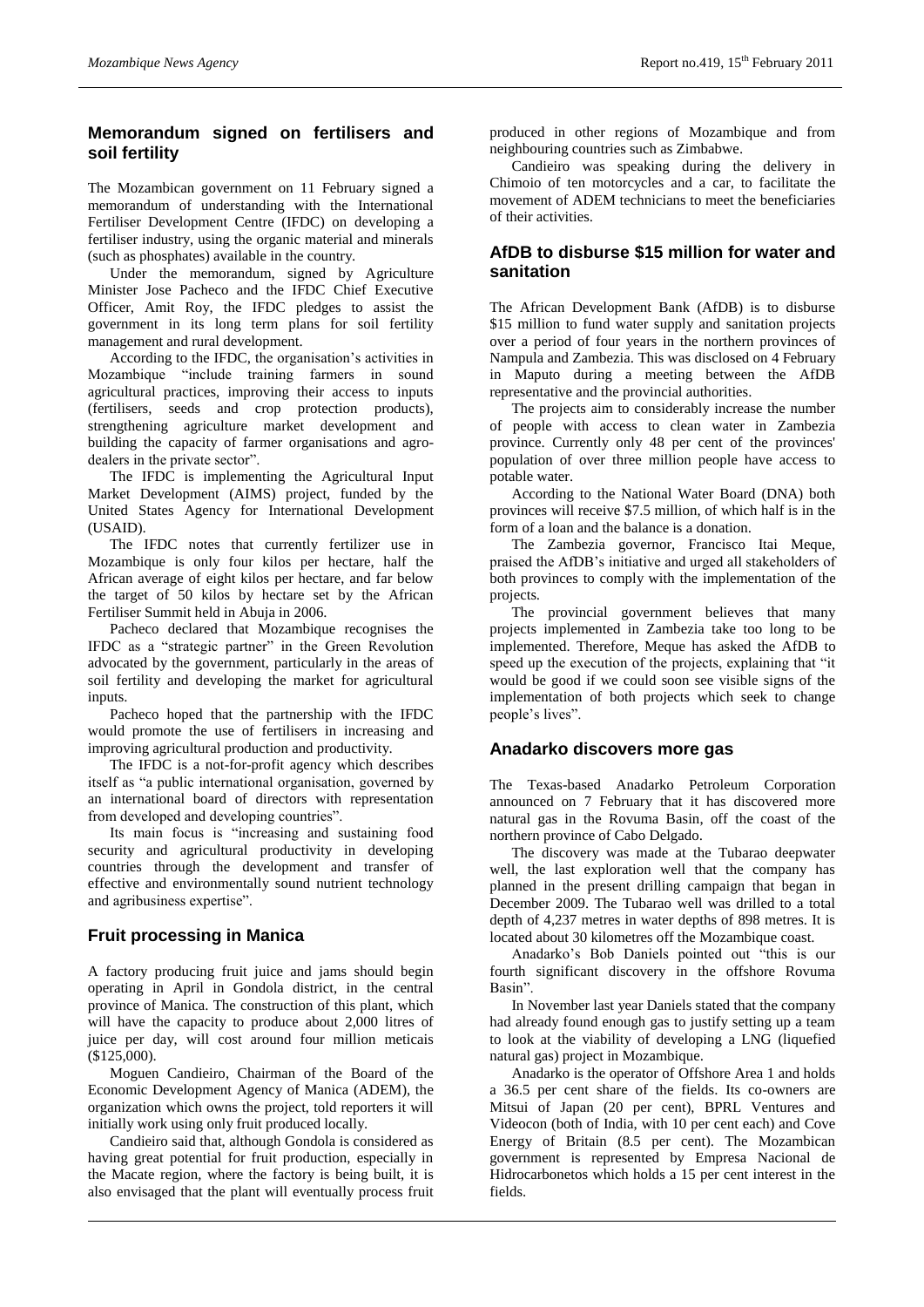## Memorandum signed on fertilisers and soil fertility

The Mozambican government on 11 February signed a memorandum of understanding with the International Fertiliser Development Centre (IFDC) on developing a fertiliser industry, using the organic material and minerals (such as phosphates) available in the country.

Under the memorandum, signed by Agriculture Minister Jose Pacheco and the IFDC Chief Executive Officer, Amit Roy, the IFDC pledges to assist the government in its long term plans for soil fertility management and rural development.

According to the IFDC, the organisation's activities in Mozambique "include training farmers in sound agricultural practices, improving their access to inputs (fertilisers, seeds and crop protection products), strengthening agriculture market development and building the capacity of farmer organisations and agro-dealers in the private sector".

The IFDC is implementing the Agricultural Input Market Development (AIMS) project, funded by the United States Agency for International Development (USAID).

The IFDC notes that currently fertilizer use in Mozambique is only four kilos per hectare, half the African average of eight kilos per hectare, and far below the target of 50 kilos by hectare set by the African Fertiliser Summit held in Abuja in 2006.

Pacheco declared that Mozambique recognises the IFDC as a "strategic partner" in the Green Revolution advocated by the government, particularly in the areas of soil fertility and developing the market for agricultural inputs.

Pacheco hoped that the partnership with the IFDC would promote the use of fertilisers in increasing and improving agricultural production and productivity.

The IFDC is a not-for-profit agency which describes itself as "a public international organisation, governed by an international board of directors with representation from developed and developing countries".

Its main focus is "increasing and sustaining food security and agricultural productivity in developing countries through the development and transfer of effective and environmentally sound nutrient technology and agribusiness expertise".

## Fruit processing in Manica

A factory producing fruit juice and jams should begin operating in April in Gondola district, in the central province of Manica. The construction of this plant, which will have the capacity to produce about 2,000 litres of juice per day, will cost around four million meticais ($125,000).

Moguen Candieiro, Chairman of the Board of the Economic Development Agency of Manica (ADEM), the organization which owns the project, told reporters it will initially work using only fruit produced locally.

Candieiro said that, although Gondola is considered as having great potential for fruit production, especially in the Macate region, where the factory is being built, it is also envisaged that the plant will eventually process fruit produced in other regions of Mozambique and from neighbouring countries such as Zimbabwe.

Candieiro was speaking during the delivery in Chimoio of ten motorcycles and a car, to facilitate the movement of ADEM technicians to meet the beneficiaries of their activities.

## AfDB to disburse $15 million for water and sanitation

The African Development Bank (AfDB) is to disburse $15 million to fund water supply and sanitation projects over a period of four years in the northern provinces of Nampula and Zambezia. This was disclosed on 4 February in Maputo during a meeting between the AfDB representative and the provincial authorities.

The projects aim to considerably increase the number of people with access to clean water in Zambezia province. Currently only 48 per cent of the provinces' population of over three million people have access to potable water.

According to the National Water Board (DNA) both provinces will receive $7.5 million, of which half is in the form of a loan and the balance is a donation.

The Zambezia governor, Francisco Itai Meque, praised the AfDB's initiative and urged all stakeholders of both provinces to comply with the implementation of the projects.

The provincial government believes that many projects implemented in Zambezia take too long to be implemented. Therefore, Meque has asked the AfDB to speed up the execution of the projects, explaining that "it would be good if we could soon see visible signs of the implementation of both projects which seek to change people's lives".

## Anadarko discovers more gas

The Texas-based Anadarko Petroleum Corporation announced on 7 February that it has discovered more natural gas in the Rovuma Basin, off the coast of the northern province of Cabo Delgado.

The discovery was made at the Tubarao deepwater well, the last exploration well that the company has planned in the present drilling campaign that began in December 2009. The Tubarao well was drilled to a total depth of 4,237 metres in water depths of 898 metres. It is located about 30 kilometres off the Mozambique coast.

Anadarko's Bob Daniels pointed out "this is our fourth significant discovery in the offshore Rovuma Basin".

In November last year Daniels stated that the company had already found enough gas to justify setting up a team to look at the viability of developing a LNG (liquefied natural gas) project in Mozambique.

Anadarko is the operator of Offshore Area 1 and holds a 36.5 per cent share of the fields. Its co-owners are Mitsui of Japan (20 per cent), BPRL Ventures and Videocon (both of India, with 10 per cent each) and Cove Energy of Britain (8.5 per cent). The Mozambican government is represented by Empresa Nacional de Hidrocarbonetos which holds a 15 per cent interest in the fields.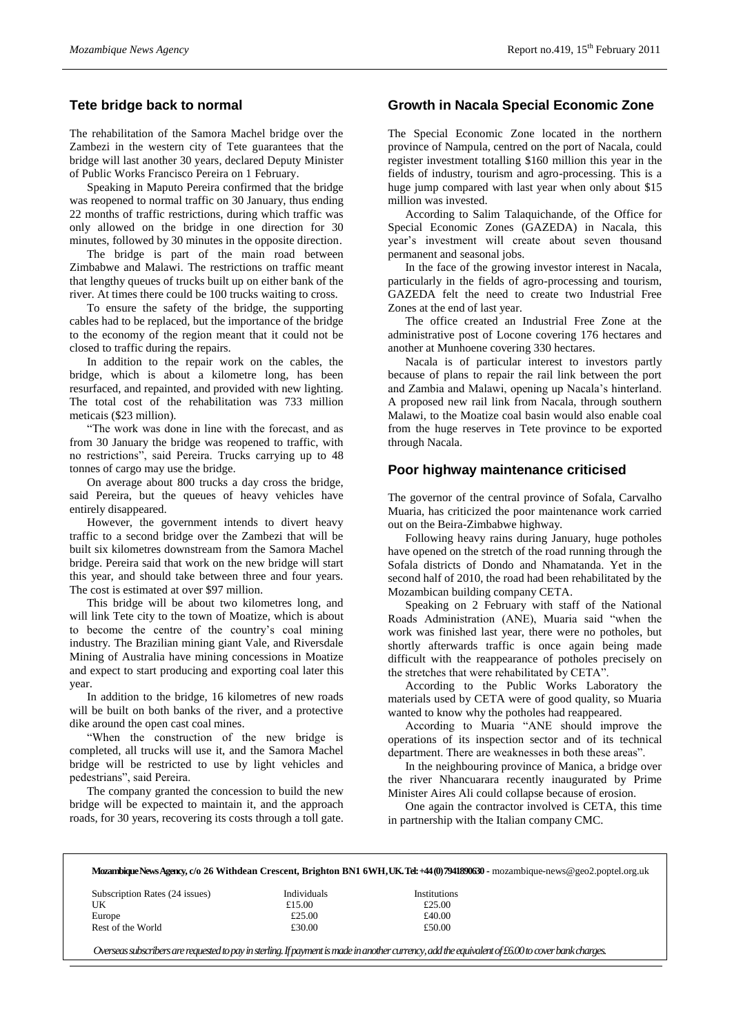## Tete bridge back to normal

The rehabilitation of the Samora Machel bridge over the Zambezi in the western city of Tete guarantees that the bridge will last another 30 years, declared Deputy Minister of Public Works Francisco Pereira on 1 February.

Speaking in Maputo Pereira confirmed that the bridge was reopened to normal traffic on 30 January, thus ending 22 months of traffic restrictions, during which traffic was only allowed on the bridge in one direction for 30 minutes, followed by 30 minutes in the opposite direction.

The bridge is part of the main road between Zimbabwe and Malawi. The restrictions on traffic meant that lengthy queues of trucks built up on either bank of the river. At times there could be 100 trucks waiting to cross.

To ensure the safety of the bridge, the supporting cables had to be replaced, but the importance of the bridge to the economy of the region meant that it could not be closed to traffic during the repairs.

In addition to the repair work on the cables, the bridge, which is about a kilometre long, has been resurfaced, and repainted, and provided with new lighting. The total cost of the rehabilitation was 733 million meticais ($23 million).

"The work was done in line with the forecast, and as from 30 January the bridge was reopened to traffic, with no restrictions", said Pereira. Trucks carrying up to 48 tonnes of cargo may use the bridge.

On average about 800 trucks a day cross the bridge, said Pereira, but the queues of heavy vehicles have entirely disappeared.

However, the government intends to divert heavy traffic to a second bridge over the Zambezi that will be built six kilometres downstream from the Samora Machel bridge. Pereira said that work on the new bridge will start this year, and should take between three and four years. The cost is estimated at over $97 million.

This bridge will be about two kilometres long, and will link Tete city to the town of Moatize, which is about to become the centre of the country's coal mining industry. The Brazilian mining giant Vale, and Riversdale Mining of Australia have mining concessions in Moatize and expect to start producing and exporting coal later this year.

In addition to the bridge, 16 kilometres of new roads will be built on both banks of the river, and a protective dike around the open cast coal mines.

"When the construction of the new bridge is completed, all trucks will use it, and the Samora Machel bridge will be restricted to use by light vehicles and pedestrians", said Pereira.

The company granted the concession to build the new bridge will be expected to maintain it, and the approach roads, for 30 years, recovering its costs through a toll gate.

## Growth in Nacala Special Economic Zone

The Special Economic Zone located in the northern province of Nampula, centred on the port of Nacala, could register investment totalling $160 million this year in the fields of industry, tourism and agro-processing. This is a huge jump compared with last year when only about $15 million was invested.

According to Salim Talaquichande, of the Office for Special Economic Zones (GAZEDA) in Nacala, this year's investment will create about seven thousand permanent and seasonal jobs.

In the face of the growing investor interest in Nacala, particularly in the fields of agro-processing and tourism, GAZEDA felt the need to create two Industrial Free Zones at the end of last year.

The office created an Industrial Free Zone at the administrative post of Locone covering 176 hectares and another at Munhoene covering 330 hectares.

Nacala is of particular interest to investors partly because of plans to repair the rail link between the port and Zambia and Malawi, opening up Nacala's hinterland. A proposed new rail link from Nacala, through southern Malawi, to the Moatize coal basin would also enable coal from the huge reserves in Tete province to be exported through Nacala.

## Poor highway maintenance criticised

The governor of the central province of Sofala, Carvalho Muaria, has criticized the poor maintenance work carried out on the Beira-Zimbabwe highway.

Following heavy rains during January, huge potholes have opened on the stretch of the road running through the Sofala districts of Dondo and Nhamatanda. Yet in the second half of 2010, the road had been rehabilitated by the Mozambican building company CETA.

Speaking on 2 February with staff of the National Roads Administration (ANE), Muaria said "when the work was finished last year, there were no potholes, but shortly afterwards traffic is once again being made difficult with the reappearance of potholes precisely on the stretches that were rehabilitated by CETA".

According to the Public Works Laboratory the materials used by CETA were of good quality, so Muaria wanted to know why the potholes had reappeared.

According to Muaria "ANE should improve the operations of its inspection sector and of its technical department. There are weaknesses in both these areas".

In the neighbouring province of Manica, a bridge over the river Nhancuarara recently inaugurated by Prime Minister Aires Ali could collapse because of erosion.

One again the contractor involved is CETA, this time in partnership with the Italian company CMC.

**Mozambique News Agency, c/o 26 Withdean Crescent, Brighton BN1 6WH, UK. Tel: +44 (0) 7941890630 -** mozambique-news@geo2.poptel.org.uk

| Subscription Rates (24 issues) | Individuals | Institutions |
|---|---|---|
| UK | £15.00 | £25.00 |
| Europe | £25.00 | £40.00 |
| Rest of the World | £30.00 | £50.00 |

*Overseas subscribers are requested to pay in sterling. If payment is made in another currency, add the equivalent of £6.00 to cover bank charges.*